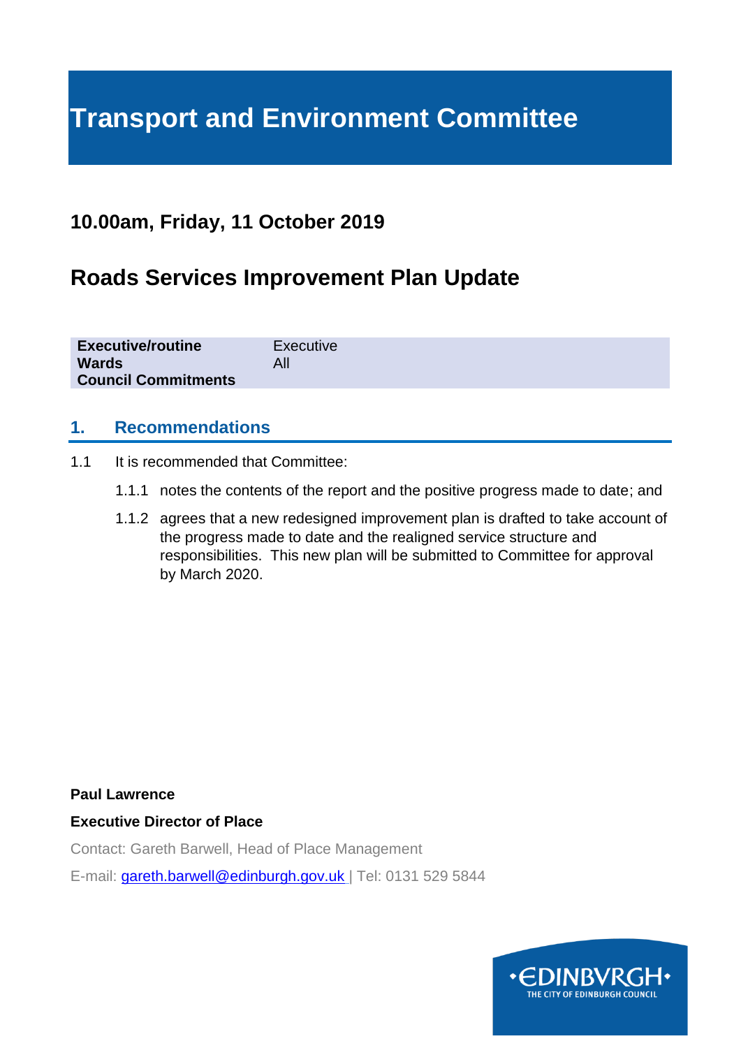# Transport and Environment Committee

## 10.00am, Friday, 11 October 2019

## Roads Services Improvement Plan Update

| | |
|---|---|
| **Executive/routine** | Executive |
| **Wards** | All |
| **Council Commitments** | |

## 1. Recommendations

1.1 It is recommended that Committee:

1.1.1 notes the contents of the report and the positive progress made to date; and

1.1.2 agrees that a new redesigned improvement plan is drafted to take account of the progress made to date and the realigned service structure and responsibilities. This new plan will be submitted to Committee for approval by March 2020.

**Paul Lawrence**

**Executive Director of Place**

Contact: Gareth Barwell, Head of Place Management

E-mail: gareth.barwell@edinburgh.gov.uk | Tel: 0131 529 5844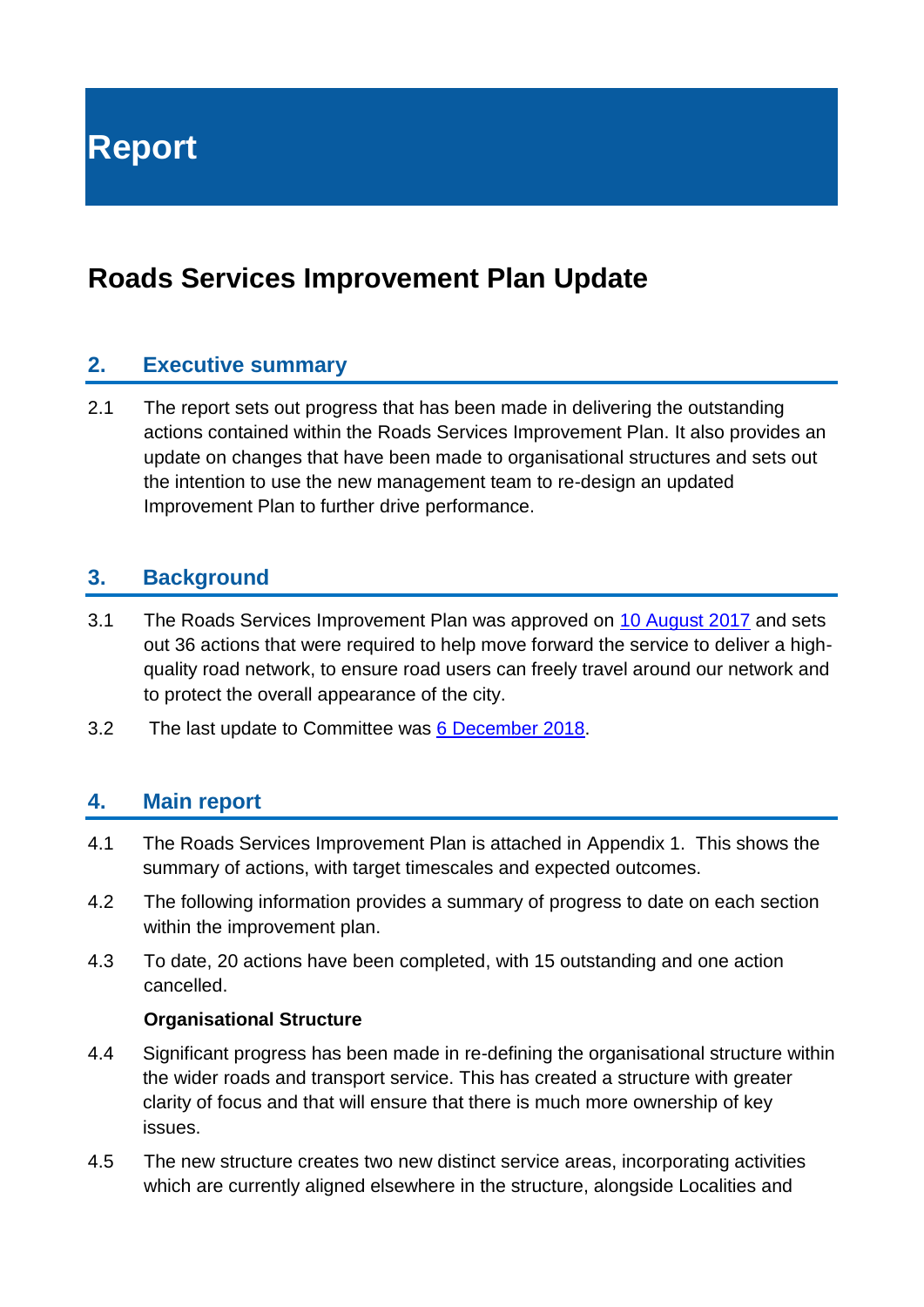# Report

## Roads Services Improvement Plan Update

### 2. Executive summary

2.1 The report sets out progress that has been made in delivering the outstanding actions contained within the Roads Services Improvement Plan. It also provides an update on changes that have been made to organisational structures and sets out the intention to use the new management team to re-design an updated Improvement Plan to further drive performance.

### 3. Background

3.1 The Roads Services Improvement Plan was approved on 10 August 2017 and sets out 36 actions that were required to help move forward the service to deliver a high-quality road network, to ensure road users can freely travel around our network and to protect the overall appearance of the city.

3.2 The last update to Committee was 6 December 2018.

### 4. Main report

4.1 The Roads Services Improvement Plan is attached in Appendix 1. This shows the summary of actions, with target timescales and expected outcomes.

4.2 The following information provides a summary of progress to date on each section within the improvement plan.

4.3 To date, 20 actions have been completed, with 15 outstanding and one action cancelled.

**Organisational Structure**

4.4 Significant progress has been made in re-defining the organisational structure within the wider roads and transport service. This has created a structure with greater clarity of focus and that will ensure that there is much more ownership of key issues.

4.5 The new structure creates two new distinct service areas, incorporating activities which are currently aligned elsewhere in the structure, alongside Localities and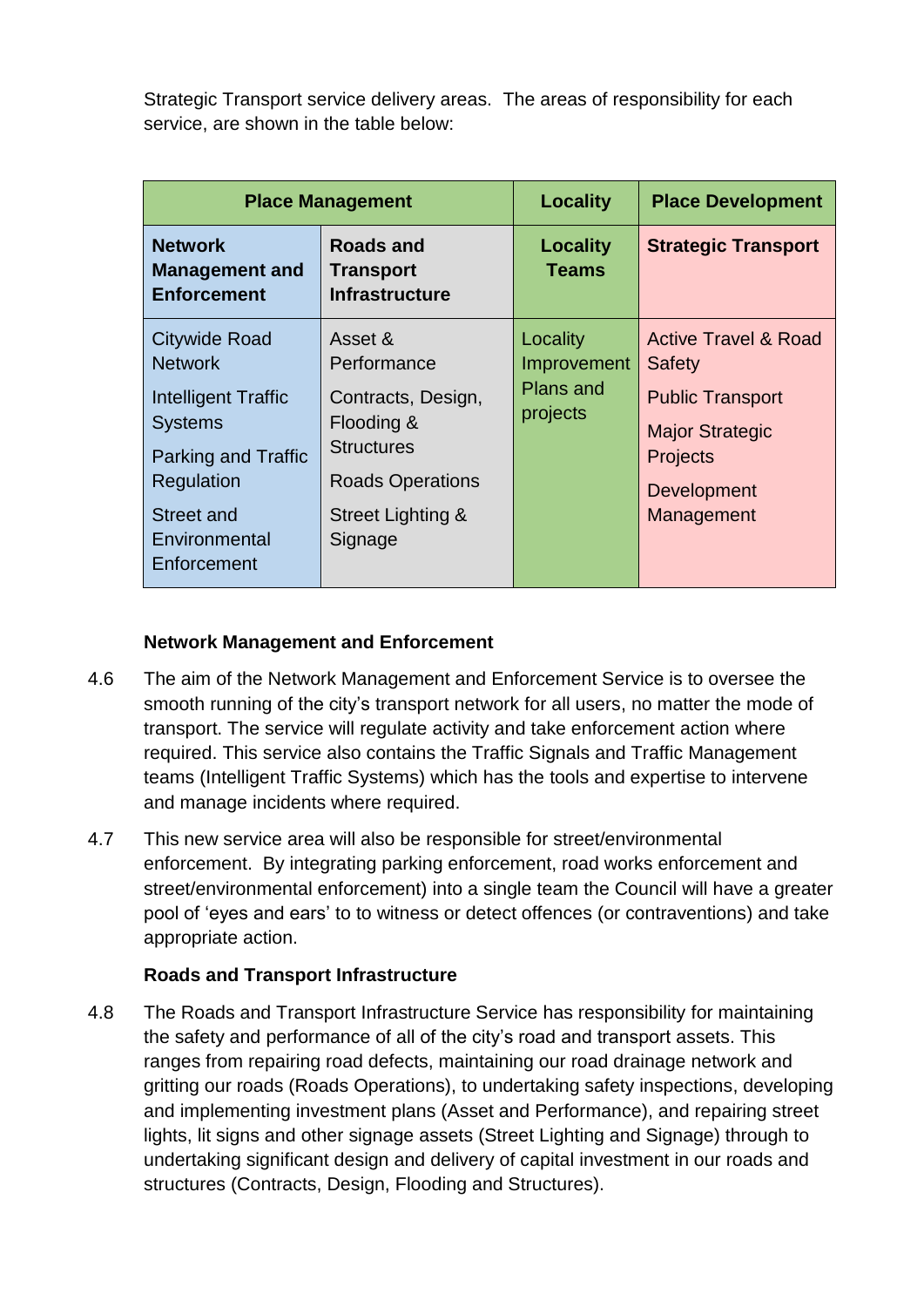Strategic Transport service delivery areas. The areas of responsibility for each service, are shown in the table below:

| Place Management | | Locality | Place Development |
|---|---|---|---|
| **Network Management and Enforcement** | **Roads and Transport Infrastructure** | **Locality Teams** | **Strategic Transport** |
| Citywide Road Network<br>Intelligent Traffic Systems<br>Parking and Traffic Regulation<br>Street and Environmental Enforcement | Asset & Performance<br>Contracts, Design, Flooding & Structures<br>Roads Operations<br>Street Lighting & Signage | Locality Improvement Plans and projects | Active Travel & Road Safety<br>Public Transport<br>Major Strategic Projects<br>Development Management |

**Network Management and Enforcement**

4.6 The aim of the Network Management and Enforcement Service is to oversee the smooth running of the city's transport network for all users, no matter the mode of transport. The service will regulate activity and take enforcement action where required. This service also contains the Traffic Signals and Traffic Management teams (Intelligent Traffic Systems) which has the tools and expertise to intervene and manage incidents where required.

4.7 This new service area will also be responsible for street/environmental enforcement. By integrating parking enforcement, road works enforcement and street/environmental enforcement) into a single team the Council will have a greater pool of 'eyes and ears' to to witness or detect offences (or contraventions) and take appropriate action.

**Roads and Transport Infrastructure**

4.8 The Roads and Transport Infrastructure Service has responsibility for maintaining the safety and performance of all of the city's road and transport assets. This ranges from repairing road defects, maintaining our road drainage network and gritting our roads (Roads Operations), to undertaking safety inspections, developing and implementing investment plans (Asset and Performance), and repairing street lights, lit signs and other signage assets (Street Lighting and Signage) through to undertaking significant design and delivery of capital investment in our roads and structures (Contracts, Design, Flooding and Structures).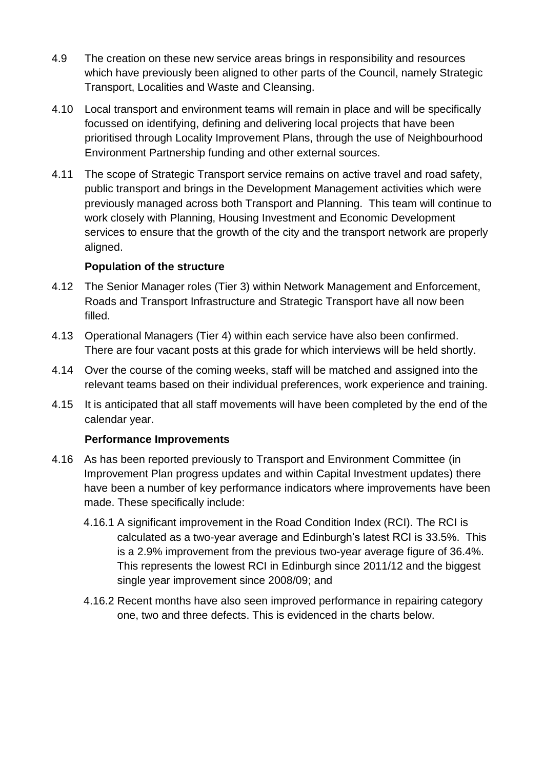4.9 The creation on these new service areas brings in responsibility and resources which have previously been aligned to other parts of the Council, namely Strategic Transport, Localities and Waste and Cleansing.

4.10 Local transport and environment teams will remain in place and will be specifically focussed on identifying, defining and delivering local projects that have been prioritised through Locality Improvement Plans, through the use of Neighbourhood Environment Partnership funding and other external sources.

4.11 The scope of Strategic Transport service remains on active travel and road safety, public transport and brings in the Development Management activities which were previously managed across both Transport and Planning. This team will continue to work closely with Planning, Housing Investment and Economic Development services to ensure that the growth of the city and the transport network are properly aligned.

**Population of the structure**

4.12 The Senior Manager roles (Tier 3) within Network Management and Enforcement, Roads and Transport Infrastructure and Strategic Transport have all now been filled.

4.13 Operational Managers (Tier 4) within each service have also been confirmed. There are four vacant posts at this grade for which interviews will be held shortly.

4.14 Over the course of the coming weeks, staff will be matched and assigned into the relevant teams based on their individual preferences, work experience and training.

4.15 It is anticipated that all staff movements will have been completed by the end of the calendar year.

**Performance Improvements**

4.16 As has been reported previously to Transport and Environment Committee (in Improvement Plan progress updates and within Capital Investment updates) there have been a number of key performance indicators where improvements have been made. These specifically include:

4.16.1 A significant improvement in the Road Condition Index (RCI). The RCI is calculated as a two-year average and Edinburgh's latest RCI is 33.5%. This is a 2.9% improvement from the previous two-year average figure of 36.4%. This represents the lowest RCI in Edinburgh since 2011/12 and the biggest single year improvement since 2008/09; and

4.16.2 Recent months have also seen improved performance in repairing category one, two and three defects. This is evidenced in the charts below.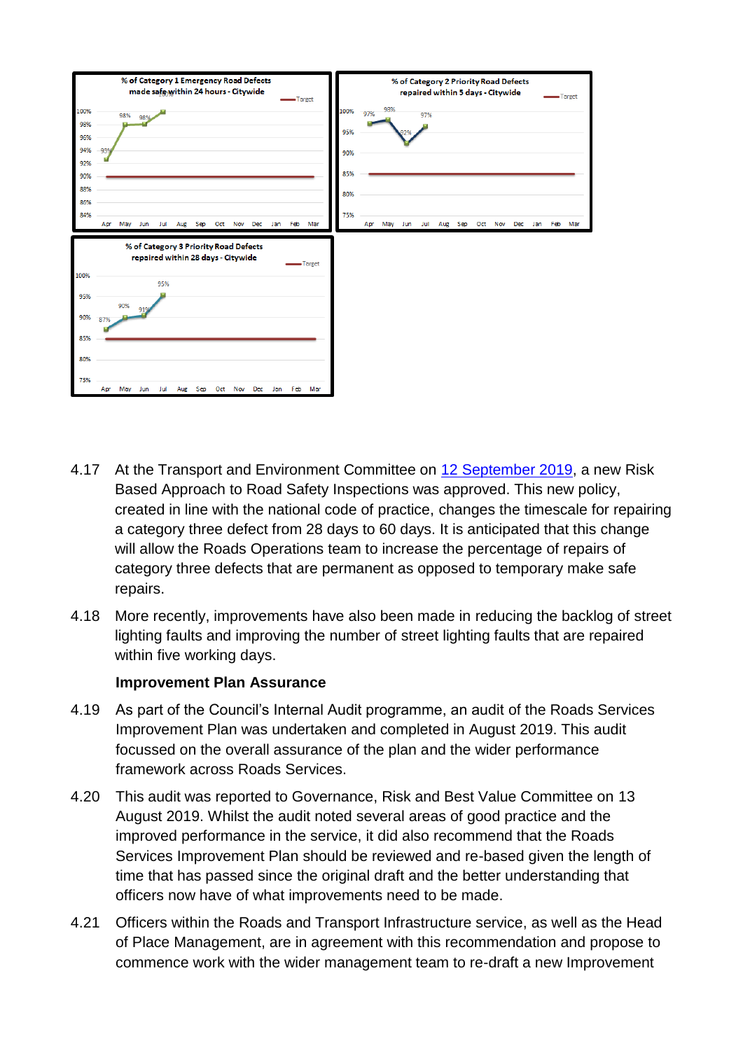4.17 At the Transport and Environment Committee on [12 September 2019](), a new Risk Based Approach to Road Safety Inspections was approved. This new policy, created in line with the national code of practice, changes the timescale for repairing a category three defect from 28 days to 60 days. It is anticipated that this change will allow the Roads Operations team to increase the percentage of repairs of category three defects that are permanent as opposed to temporary make safe repairs.

4.18 More recently, improvements have also been made in reducing the backlog of street lighting faults and improving the number of street lighting faults that are repaired within five working days.

**Improvement Plan Assurance**

4.19 As part of the Council's Internal Audit programme, an audit of the Roads Services Improvement Plan was undertaken and completed in August 2019. This audit focussed on the overall assurance of the plan and the wider performance framework across Roads Services.

4.20 This audit was reported to Governance, Risk and Best Value Committee on 13 August 2019. Whilst the audit noted several areas of good practice and the improved performance in the service, it did also recommend that the Roads Services Improvement Plan should be reviewed and re-based given the length of time that has passed since the original draft and the better understanding that officers now have of what improvements need to be made.

4.21 Officers within the Roads and Transport Infrastructure service, as well as the Head of Place Management, are in agreement with this recommendation and propose to commence work with the wider management team to re-draft a new Improvement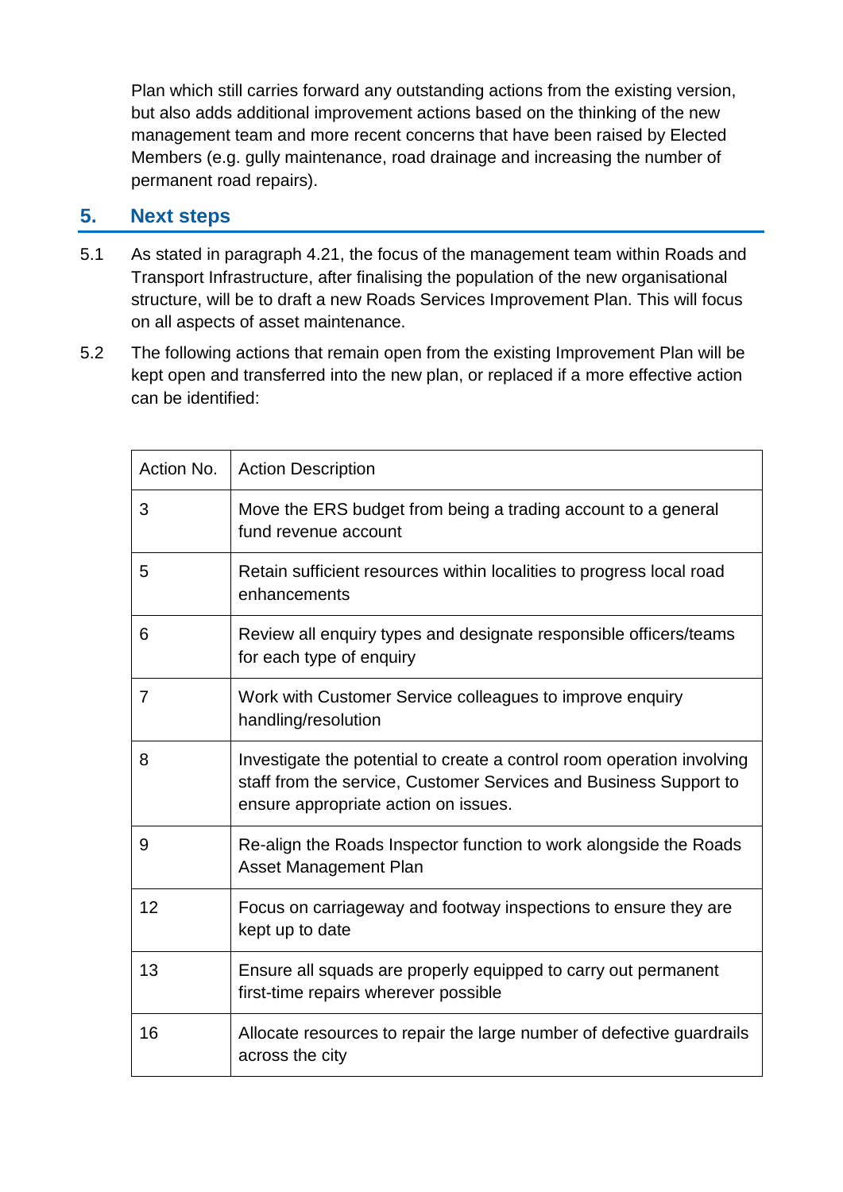Plan which still carries forward any outstanding actions from the existing version, but also adds additional improvement actions based on the thinking of the new management team and more recent concerns that have been raised by Elected Members (e.g. gully maintenance, road drainage and increasing the number of permanent road repairs).

## 5. Next steps

5.1 As stated in paragraph 4.21, the focus of the management team within Roads and Transport Infrastructure, after finalising the population of the new organisational structure, will be to draft a new Roads Services Improvement Plan. This will focus on all aspects of asset maintenance.

5.2 The following actions that remain open from the existing Improvement Plan will be kept open and transferred into the new plan, or replaced if a more effective action can be identified:

| Action No. | Action Description |
| --- | --- |
| 3 | Move the ERS budget from being a trading account to a general fund revenue account |
| 5 | Retain sufficient resources within localities to progress local road enhancements |
| 6 | Review all enquiry types and designate responsible officers/teams for each type of enquiry |
| 7 | Work with Customer Service colleagues to improve enquiry handling/resolution |
| 8 | Investigate the potential to create a control room operation involving staff from the service, Customer Services and Business Support to ensure appropriate action on issues. |
| 9 | Re-align the Roads Inspector function to work alongside the Roads Asset Management Plan |
| 12 | Focus on carriageway and footway inspections to ensure they are kept up to date |
| 13 | Ensure all squads are properly equipped to carry out permanent first-time repairs wherever possible |
| 16 | Allocate resources to repair the large number of defective guardrails across the city |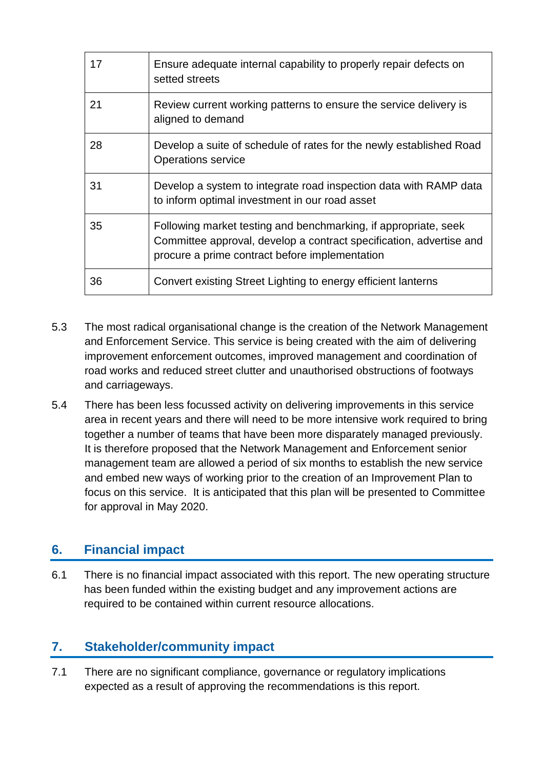| | |
|---|---|
| 17 | Ensure adequate internal capability to properly repair defects on setted streets |
| 21 | Review current working patterns to ensure the service delivery is aligned to demand |
| 28 | Develop a suite of schedule of rates for the newly established Road Operations service |
| 31 | Develop a system to integrate road inspection data with RAMP data to inform optimal investment in our road asset |
| 35 | Following market testing and benchmarking, if appropriate, seek Committee approval, develop a contract specification, advertise and procure a prime contract before implementation |
| 36 | Convert existing Street Lighting to energy efficient lanterns |

5.3 The most radical organisational change is the creation of the Network Management and Enforcement Service. This service is being created with the aim of delivering improvement enforcement outcomes, improved management and coordination of road works and reduced street clutter and unauthorised obstructions of footways and carriageways.

5.4 There has been less focussed activity on delivering improvements in this service area in recent years and there will need to be more intensive work required to bring together a number of teams that have been more disparately managed previously. It is therefore proposed that the Network Management and Enforcement senior management team are allowed a period of six months to establish the new service and embed new ways of working prior to the creation of an Improvement Plan to focus on this service. It is anticipated that this plan will be presented to Committee for approval in May 2020.

## 6. Financial impact

6.1 There is no financial impact associated with this report. The new operating structure has been funded within the existing budget and any improvement actions are required to be contained within current resource allocations.

## 7. Stakeholder/community impact

7.1 There are no significant compliance, governance or regulatory implications expected as a result of approving the recommendations is this report.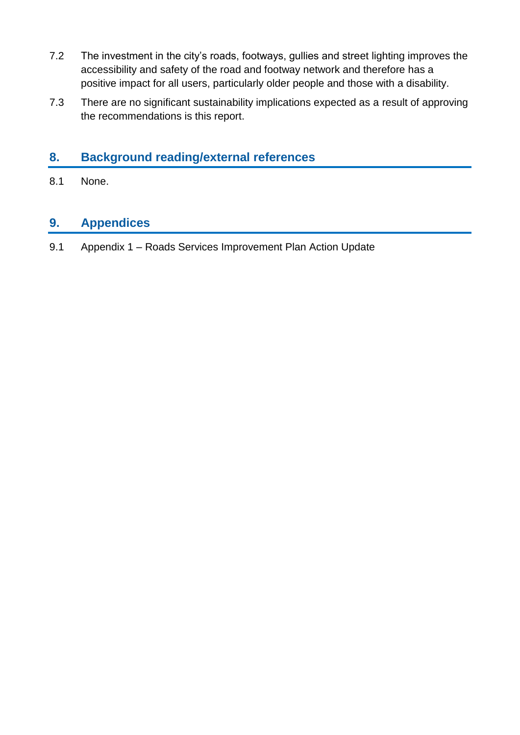7.2 The investment in the city's roads, footways, gullies and street lighting improves the accessibility and safety of the road and footway network and therefore has a positive impact for all users, particularly older people and those with a disability.

7.3 There are no significant sustainability implications expected as a result of approving the recommendations is this report.

## 8. Background reading/external references

8.1 None.

## 9. Appendices

9.1 Appendix 1 – Roads Services Improvement Plan Action Update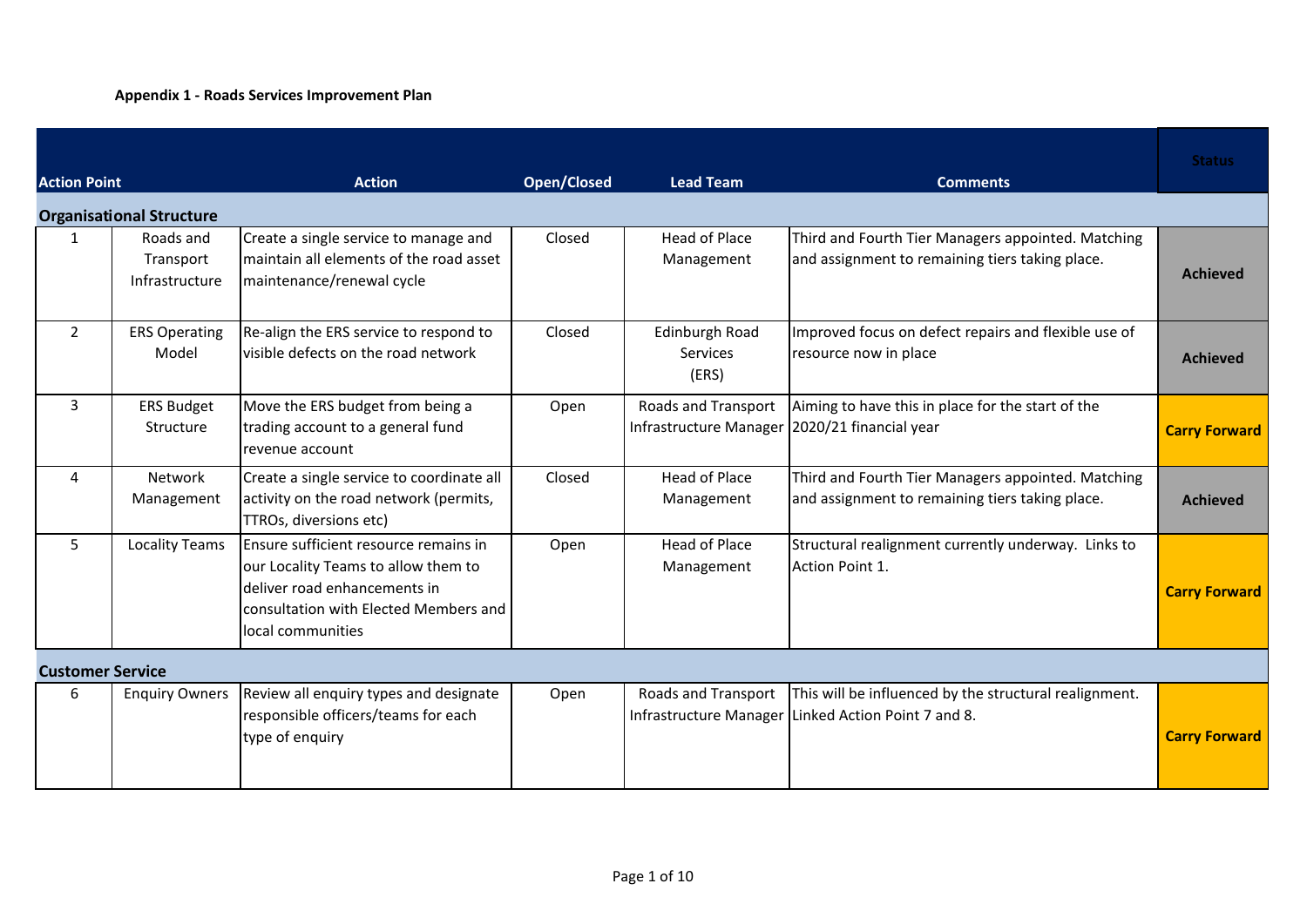**Appendix 1 - Roads Services Improvement Plan**

| Action Point | | Action | Open/Closed | Lead Team | Comments | Status |
|---|---|---|---|---|---|---|
| **Organisational Structure** | | | | | | |
| 1 | Roads and Transport Infrastructure | Create a single service to manage and maintain all elements of the road asset maintenance/renewal cycle | Closed | Head of Place Management | Third and Fourth Tier Managers appointed. Matching and assignment to remaining tiers taking place. | **Achieved** |
| 2 | ERS Operating Model | Re-align the ERS service to respond to visible defects on the road network | Closed | Edinburgh Road Services (ERS) | Improved focus on defect repairs and flexible use of resource now in place | **Achieved** |
| 3 | ERS Budget Structure | Move the ERS budget from being a trading account to a general fund revenue account | Open | Roads and Transport Infrastructure Manager | Aiming to have this in place for the start of the 2020/21 financial year | **Carry Forward** |
| 4 | Network Management | Create a single service to coordinate all activity on the road network (permits, TTROs, diversions etc) | Closed | Head of Place Management | Third and Fourth Tier Managers appointed. Matching and assignment to remaining tiers taking place. | **Achieved** |
| 5 | Locality Teams | Ensure sufficient resource remains in our Locality Teams to allow them to deliver road enhancements in consultation with Elected Members and local communities | Open | Head of Place Management | Structural realignment currently underway. Links to Action Point 1. | **Carry Forward** |
| **Customer Service** | | | | | | |
| 6 | Enquiry Owners | Review all enquiry types and designate responsible officers/teams for each type of enquiry | Open | Roads and Transport Infrastructure Manager | This will be influenced by the structural realignment. Linked Action Point 7 and 8. | **Carry Forward** |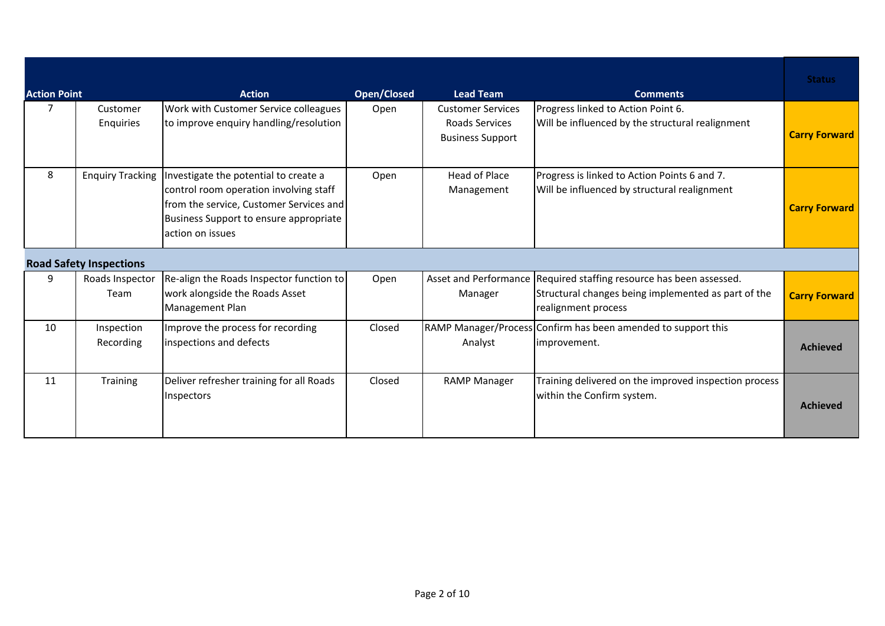| Action Point | | Action | Open/Closed | Lead Team | Comments | Status |
|---|---|---|---|---|---|---|
| 7 | Customer Enquiries | Work with Customer Service colleagues to improve enquiry handling/resolution | Open | Customer Services<br>Roads Services<br>Business Support | Progress linked to Action Point 6.<br>Will be influenced by the structural realignment | **Carry Forward** |
| 8 | Enquiry Tracking | Investigate the potential to create a control room operation involving staff from the service, Customer Services and Business Support to ensure appropriate action on issues | Open | Head of Place Management | Progress is linked to Action Points 6 and 7.<br>Will be influenced by structural realignment | **Carry Forward** |
| **Road Safety Inspections** | | | | | | |
| 9 | Roads Inspector Team | Re-align the Roads Inspector function to work alongside the Roads Asset Management Plan | Open | Asset and Performance Manager | Required staffing resource has been assessed.<br>Structural changes being implemented as part of the realignment process | **Carry Forward** |
| 10 | Inspection Recording | Improve the process for recording inspections and defects | Closed | RAMP Manager/Process Analyst | Confirm has been amended to support this improvement. | **Achieved** |
| 11 | Training | Deliver refresher training for all Roads Inspectors | Closed | RAMP Manager | Training delivered on the improved inspection process within the Confirm system. | **Achieved** |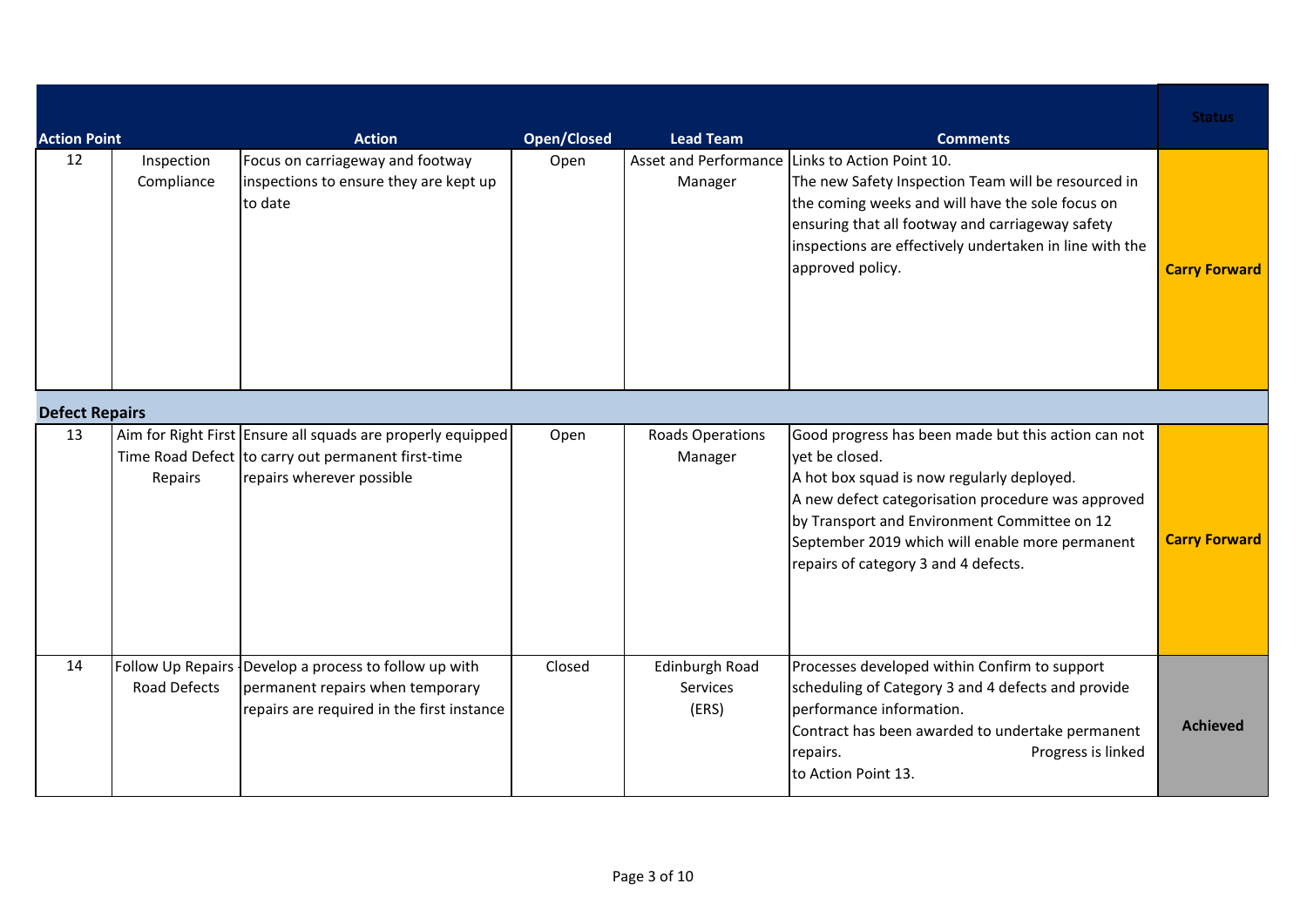| Action Point | | Action | Open/Closed | Lead Team | Comments | Status |
|---|---|---|---|---|---|---|
| 12 | Inspection Compliance | Focus on carriageway and footway inspections to ensure they are kept up to date | Open | Asset and Performance Manager | Links to Action Point 10.<br>The new Safety Inspection Team will be resourced in the coming weeks and will have the sole focus on ensuring that all footway and carriageway safety inspections are effectively undertaken in line with the approved policy. | **Carry Forward** |
| **Defect Repairs** | | | | | | |
| 13 | Aim for Right First Time Road Defect Repairs | Ensure all squads are properly equipped to carry out permanent first-time repairs wherever possible | Open | Roads Operations Manager | Good progress has been made but this action can not yet be closed.<br>A hot box squad is now regularly deployed.<br>A new defect categorisation procedure was approved by Transport and Environment Committee on 12 September 2019 which will enable more permanent repairs of category 3 and 4 defects. | **Carry Forward** |
| 14 | Follow Up Repairs - Road Defects | Develop a process to follow up with permanent repairs when temporary repairs are required in the first instance | Closed | Edinburgh Road Services (ERS) | Processes developed within Confirm to support scheduling of Category 3 and 4 defects and provide performance information.<br>Contract has been awarded to undertake permanent repairs. Progress is linked to Action Point 13. | **Achieved** |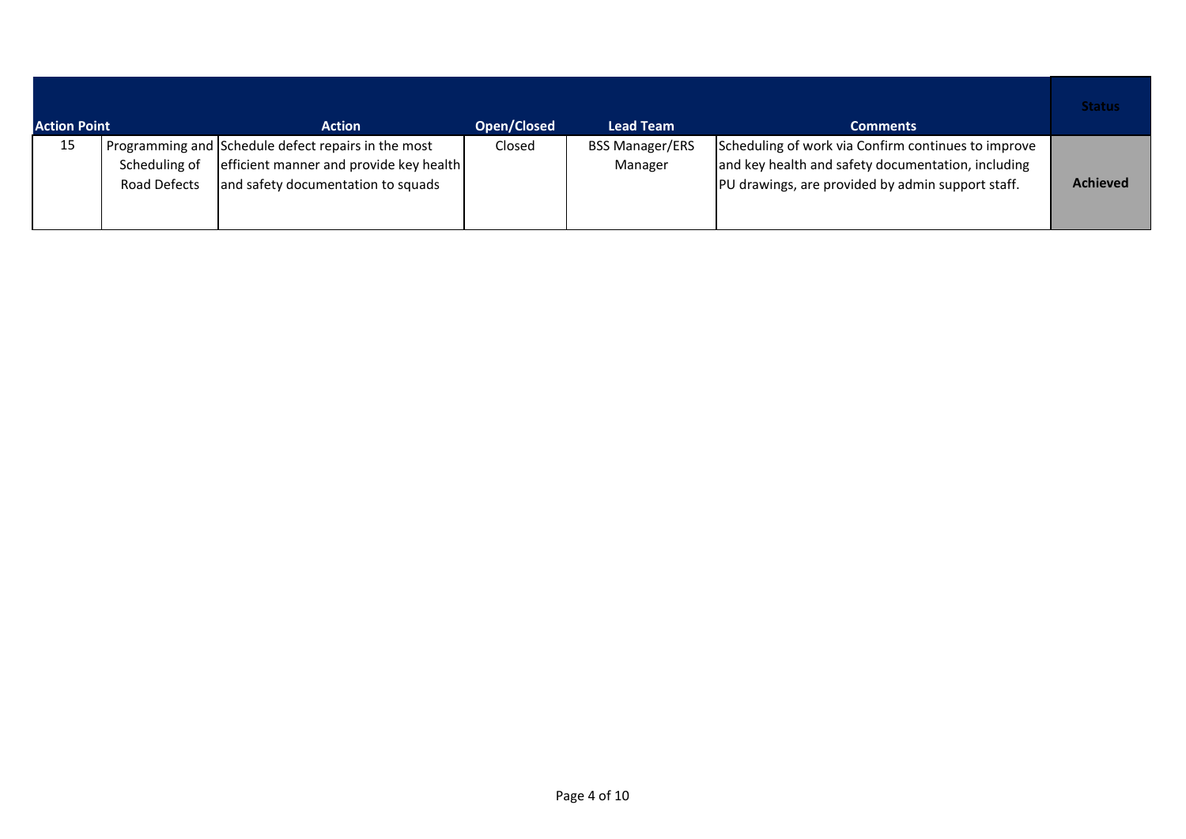| Action Point | | Action | Open/Closed | Lead Team | Comments | Status |
|---|---|---|---|---|---|---|
| 15 | Programming and Scheduling of Road Defects | Schedule defect repairs in the most efficient manner and provide key health and safety documentation to squads | Closed | BSS Manager/ERS Manager | Scheduling of work via Confirm continues to improve and key health and safety documentation, including PU drawings, are provided by admin support staff. | **Achieved** |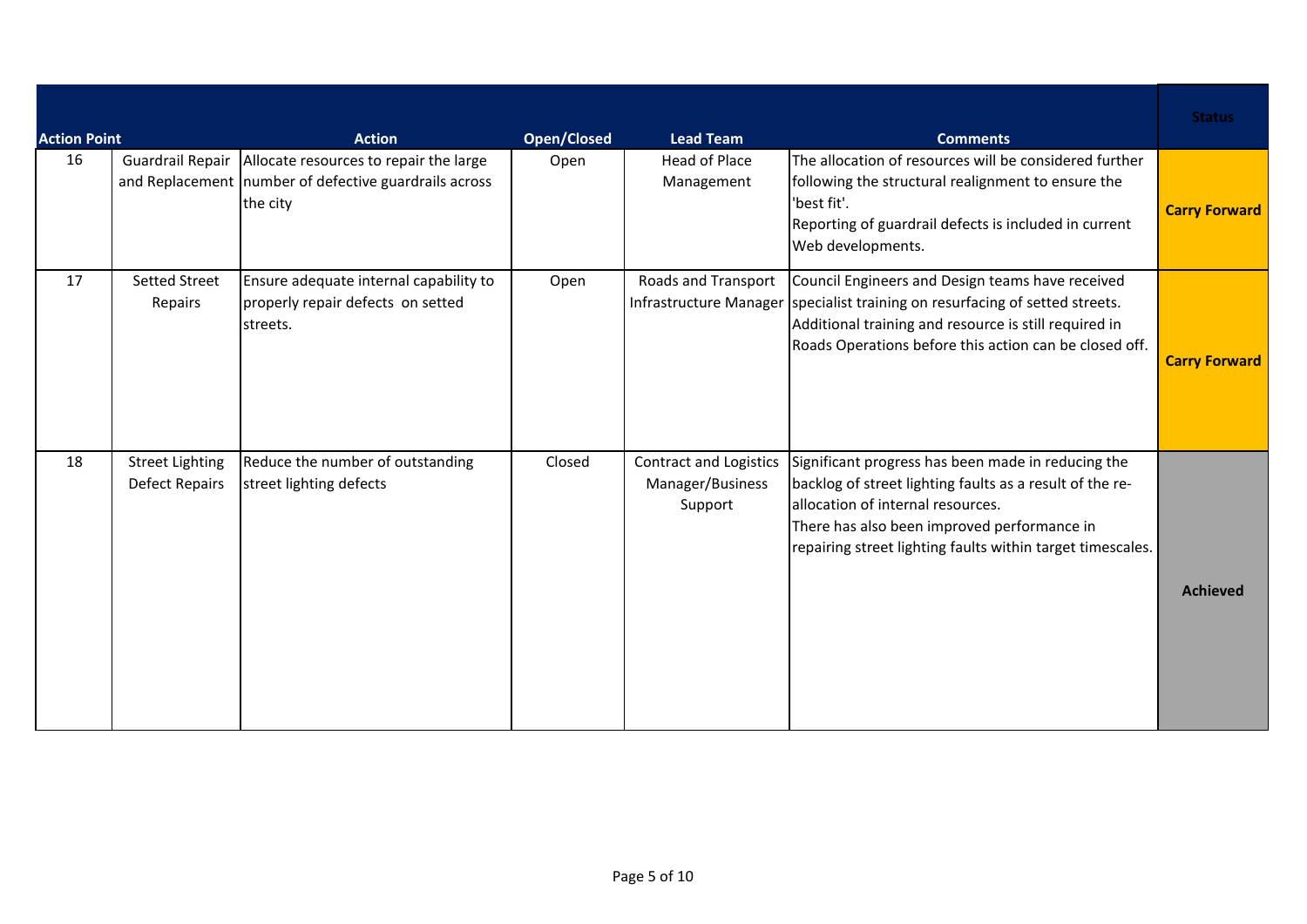| Action Point | | Action | Open/Closed | Lead Team | Comments | Status |
|---|---|---|---|---|---|---|
| 16 | Guardrail Repair and Replacement | Allocate resources to repair the large number of defective guardrails across the city | Open | Head of Place Management | The allocation of resources will be considered further following the structural realignment to ensure the 'best fit'.<br>Reporting of guardrail defects is included in current Web developments. | **Carry Forward** |
| 17 | Setted Street Repairs | Ensure adequate internal capability to properly repair defects on setted streets. | Open | Roads and Transport Infrastructure Manager | Council Engineers and Design teams have received specialist training on resurfacing of setted streets. Additional training and resource is still required in Roads Operations before this action can be closed off. | **Carry Forward** |
| 18 | Street Lighting Defect Repairs | Reduce the number of outstanding street lighting defects | Closed | Contract and Logistics Manager/Business Support | Significant progress has been made in reducing the backlog of street lighting faults as a result of the re-allocation of internal resources.<br>There has also been improved performance in repairing street lighting faults within target timescales. | **Achieved** |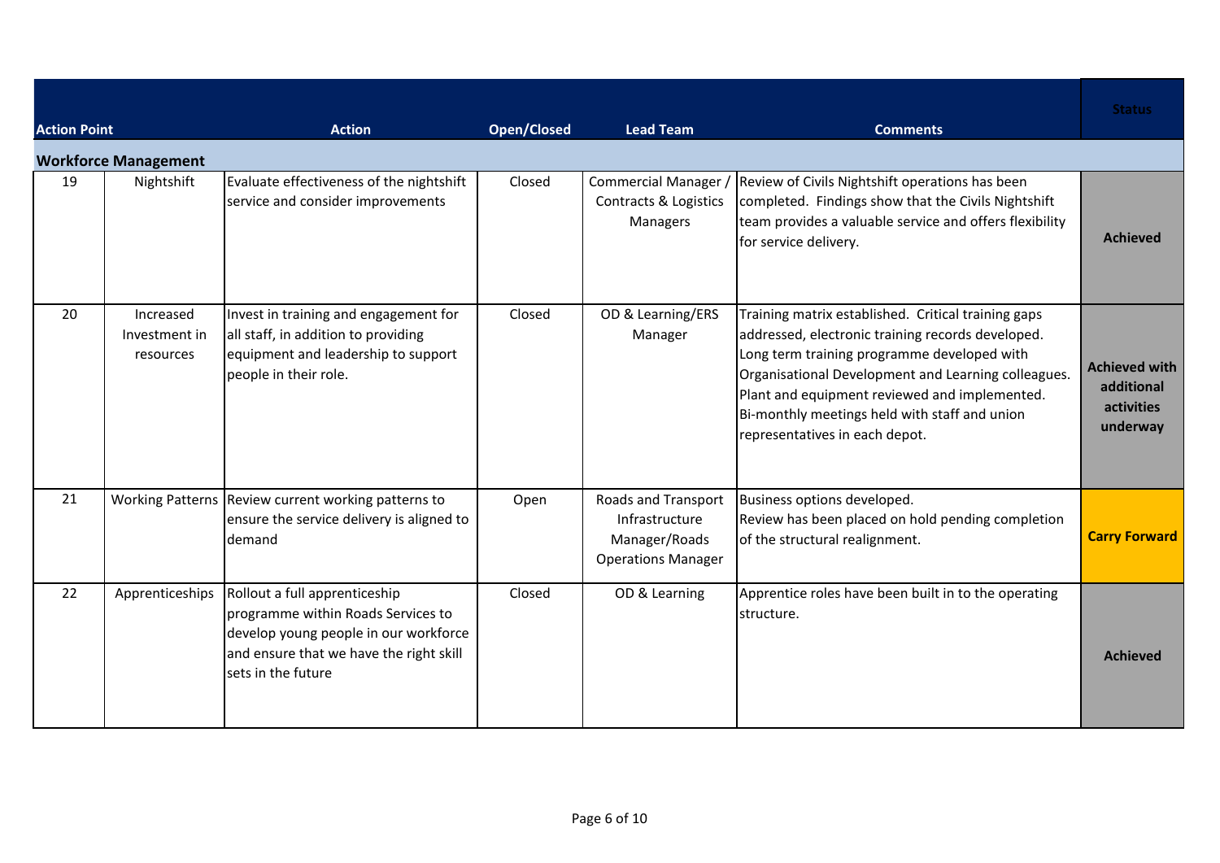| Action Point | | Action | Open/Closed | Lead Team | Comments | Status |
|---|---|---|---|---|---|---|
| **Workforce Management** | | | | | | |
| 19 | Nightshift | Evaluate effectiveness of the nightshift service and consider improvements | Closed | Commercial Manager / Contracts & Logistics Managers | Review of Civils Nightshift operations has been completed. Findings show that the Civils Nightshift team provides a valuable service and offers flexibility for service delivery. | **Achieved** |
| 20 | Increased Investment in resources | Invest in training and engagement for all staff, in addition to providing equipment and leadership to support people in their role. | Closed | OD & Learning/ERS Manager | Training matrix established. Critical training gaps addressed, electronic training records developed. Long term training programme developed with Organisational Development and Learning colleagues. Plant and equipment reviewed and implemented. Bi-monthly meetings held with staff and union representatives in each depot. | **Achieved with additional activities underway** |
| 21 | Working Patterns | Review current working patterns to ensure the service delivery is aligned to demand | Open | Roads and Transport Infrastructure Manager/Roads Operations Manager | Business options developed.<br>Review has been placed on hold pending completion of the structural realignment. | **Carry Forward** |
| 22 | Apprenticeships | Rollout a full apprenticeship programme within Roads Services to develop young people in our workforce and ensure that we have the right skill sets in the future | Closed | OD & Learning | Apprentice roles have been built in to the operating structure. | **Achieved** |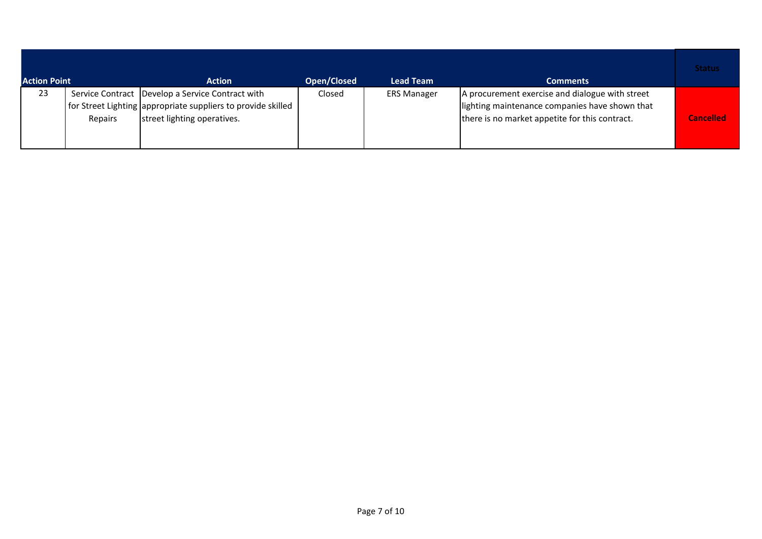| Action Point | | Action | Open/Closed | Lead Team | Comments | Status |
|---|---|---|---|---|---|---|
| 23 | Service Contract for Street Lighting Repairs | Develop a Service Contract with appropriate suppliers to provide skilled street lighting operatives. | Closed | ERS Manager | A procurement exercise and dialogue with street lighting maintenance companies have shown that there is no market appetite for this contract. | **Cancelled** |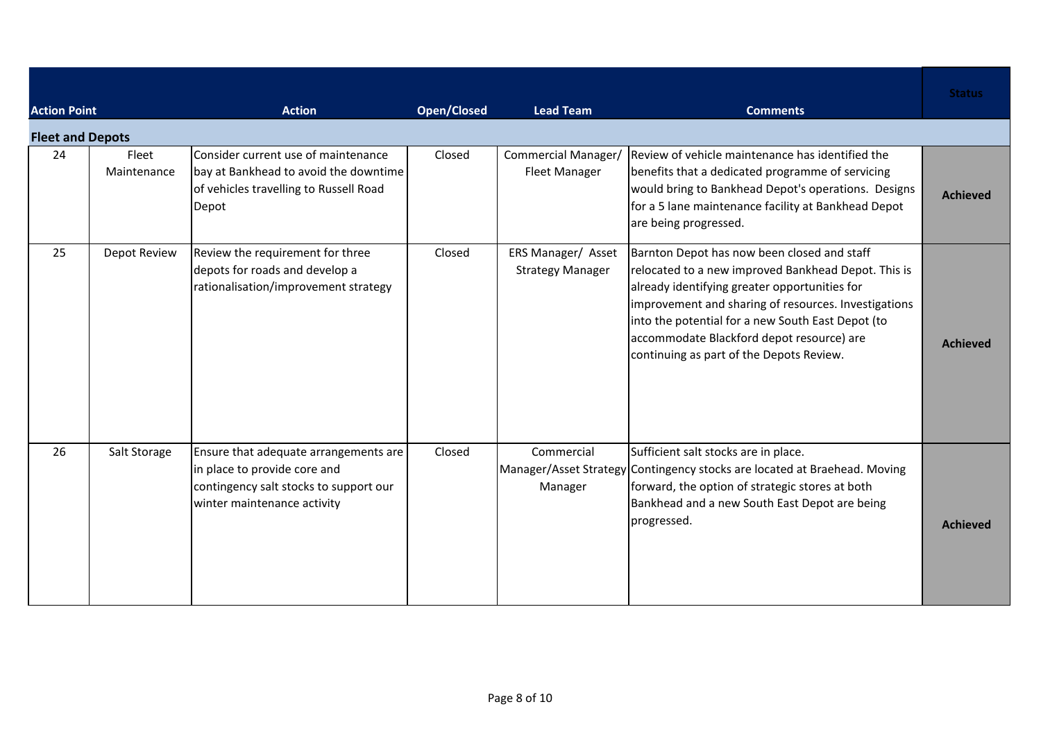| Action Point | | Action | Open/Closed | Lead Team | Comments | Status |
|---|---|---|---|---|---|---|
| **Fleet and Depots** | | | | | | |
| 24 | Fleet Maintenance | Consider current use of maintenance bay at Bankhead to avoid the downtime of vehicles travelling to Russell Road Depot | Closed | Commercial Manager/ Fleet Manager | Review of vehicle maintenance has identified the benefits that a dedicated programme of servicing would bring to Bankhead Depot's operations. Designs for a 5 lane maintenance facility at Bankhead Depot are being progressed. | **Achieved** |
| 25 | Depot Review | Review the requirement for three depots for roads and develop a rationalisation/improvement strategy | Closed | ERS Manager/ Asset Strategy Manager | Barnton Depot has now been closed and staff relocated to a new improved Bankhead Depot. This is already identifying greater opportunities for improvement and sharing of resources. Investigations into the potential for a new South East Depot (to accommodate Blackford depot resource) are continuing as part of the Depots Review. | **Achieved** |
| 26 | Salt Storage | Ensure that adequate arrangements are in place to provide core and contingency salt stocks to support our winter maintenance activity | Closed | Commercial Manager/Asset Strategy Manager | Sufficient salt stocks are in place. Contingency stocks are located at Braehead. Moving forward, the option of strategic stores at both Bankhead and a new South East Depot are being progressed. | **Achieved** |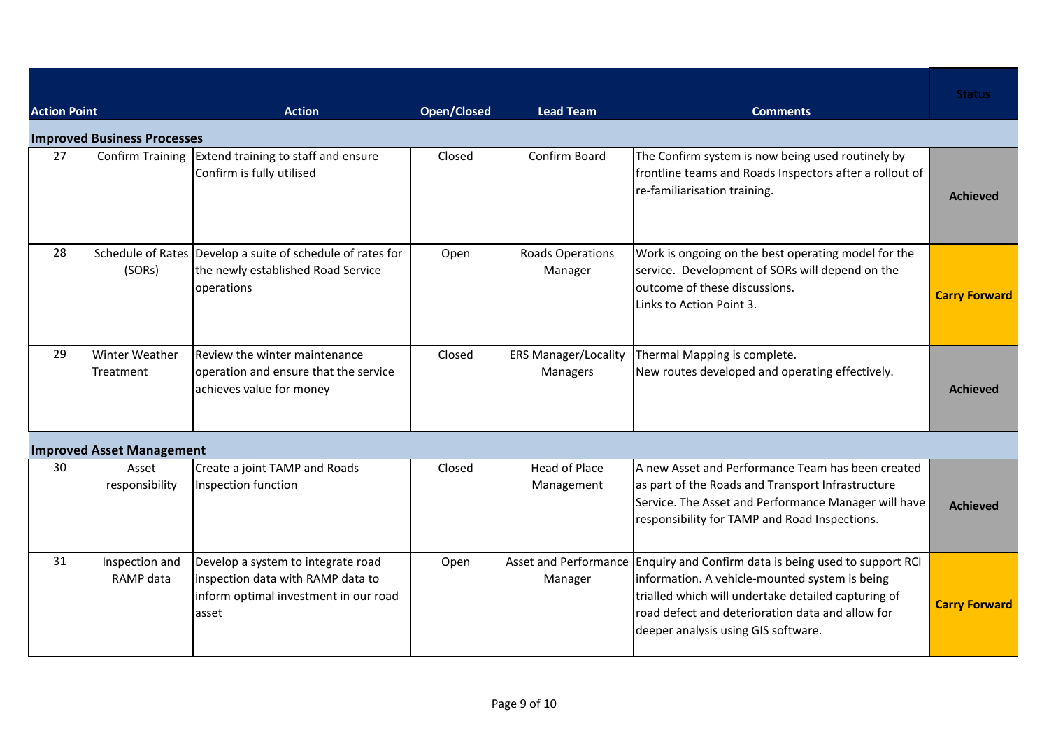| Action Point | | Action | Open/Closed | Lead Team | Comments | Status |
|---|---|---|---|---|---|---|
| **Improved Business Processes** | | | | | | |
| 27 | Confirm Training | Extend training to staff and ensure Confirm is fully utilised | Closed | Confirm Board | The Confirm system is now being used routinely by frontline teams and Roads Inspectors after a rollout of re-familiarisation training. | **Achieved** |
| 28 | Schedule of Rates (SORs) | Develop a suite of schedule of rates for the newly established Road Service operations | Open | Roads Operations Manager | Work is ongoing on the best operating model for the service. Development of SORs will depend on the outcome of these discussions.<br>Links to Action Point 3. | **Carry Forward** |
| 29 | Winter Weather Treatment | Review the winter maintenance operation and ensure that the service achieves value for money | Closed | ERS Manager/Locality Managers | Thermal Mapping is complete.<br>New routes developed and operating effectively. | **Achieved** |
| **Improved Asset Management** | | | | | | |
| 30 | Asset responsibility | Create a joint TAMP and Roads Inspection function | Closed | Head of Place Management | A new Asset and Performance Team has been created as part of the Roads and Transport Infrastructure Service. The Asset and Performance Manager will have responsibility for TAMP and Road Inspections. | **Achieved** |
| 31 | Inspection and RAMP data | Develop a system to integrate road inspection data with RAMP data to inform optimal investment in our road asset | Open | Asset and Performance Manager | Enquiry and Confirm data is being used to support RCI information. A vehicle-mounted system is being trialled which will undertake detailed capturing of road defect and deterioration data and allow for deeper analysis using GIS software. | **Carry Forward** |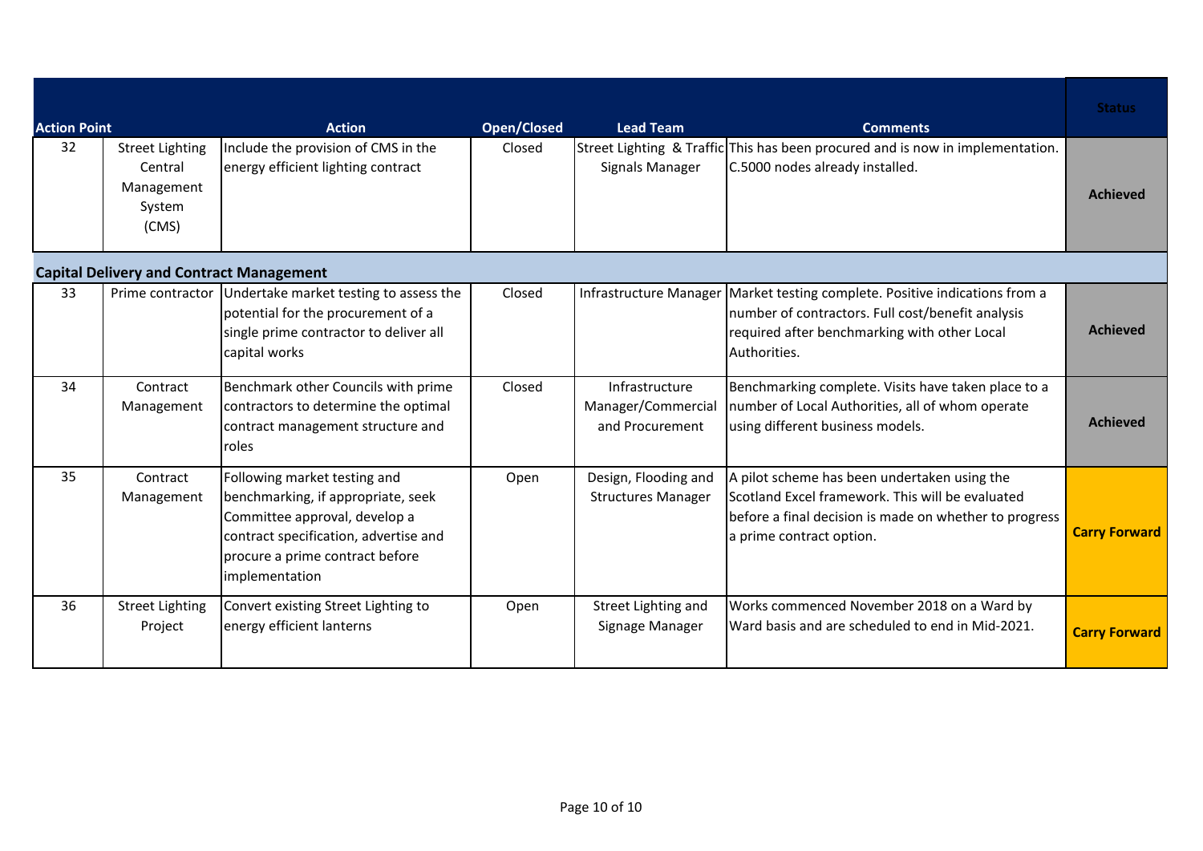| Action Point | | Action | Open/Closed | Lead Team | Comments | Status |
|---|---|---|---|---|---|---|
| 32 | Street Lighting Central Management System (CMS) | Include the provision of CMS in the energy efficient lighting contract | Closed | Street Lighting & Traffic Signals Manager | This has been procured and is now in implementation. C.5000 nodes already installed. | **Achieved** |
| **Capital Delivery and Contract Management** | | | | | | |
| 33 | Prime contractor | Undertake market testing to assess the potential for the procurement of a single prime contractor to deliver all capital works | Closed | Infrastructure Manager | Market testing complete. Positive indications from a number of contractors. Full cost/benefit analysis required after benchmarking with other Local Authorities. | **Achieved** |
| 34 | Contract Management | Benchmark other Councils with prime contractors to determine the optimal contract management structure and roles | Closed | Infrastructure Manager/Commercial and Procurement | Benchmarking complete. Visits have taken place to a number of Local Authorities, all of whom operate using different business models. | **Achieved** |
| 35 | Contract Management | Following market testing and benchmarking, if appropriate, seek Committee approval, develop a contract specification, advertise and procure a prime contract before implementation | Open | Design, Flooding and Structures Manager | A pilot scheme has been undertaken using the Scotland Excel framework. This will be evaluated before a final decision is made on whether to progress a prime contract option. | **Carry Forward** |
| 36 | Street Lighting Project | Convert existing Street Lighting to energy efficient lanterns | Open | Street Lighting and Signage Manager | Works commenced November 2018 on a Ward by Ward basis and are scheduled to end in Mid-2021. | **Carry Forward** |